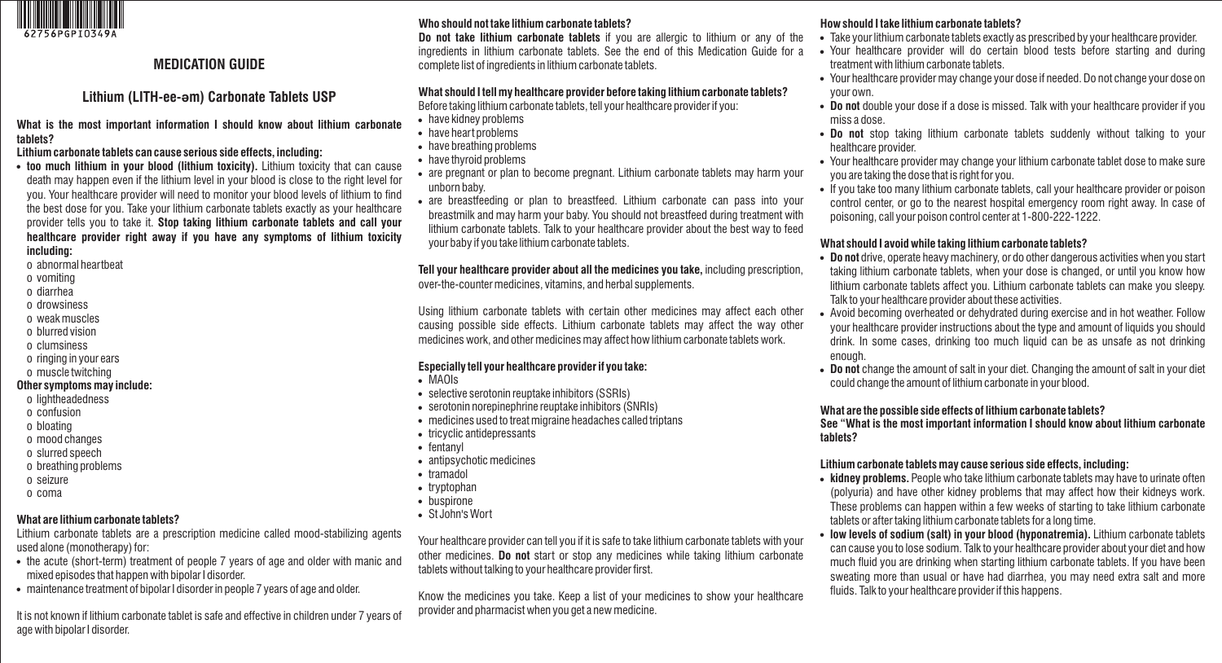62756PGPI0349A

# MEDICATION GUIDE

## Lithium (LITH-ee-əm) Carbonate Tablets USP

**What is the most important information I should know about lithium carbonate tablets?**

**Lithium carbonate tablets can cause serious side effects, including:**

- **too much lithium in your blood (lithium toxicity).** Lithium toxicity that can cause death may happen even if the lithium level in your blood is close to the right level for you. Your healthcare provider will need to monitor your blood levels of lithium to find the best dose for you. Take your lithium carbonate tablets exactly as your healthcare provider tells you to take it. **Stop taking lithium carbonate tablets and call your healthcare provider right away if you have any symptoms of lithium toxicity including:**
  - o abnormal heartbeat
  - o vomiting
  - o diarrhea
  - o drowsiness
  - o weak muscles
  - o blurred vision
  - o clumsiness
  - o ringing in your ears
  - o muscle twitching

**Other symptoms may include:**

- o lightheadedness
- o confusion
- o bloating
- o mood changes
- o slurred speech
- o breathing problems
- o seizure
- o coma

**What are lithium carbonate tablets?**

Lithium carbonate tablets are a prescription medicine called mood-stabilizing agents used alone (monotherapy) for:

- the acute (short-term) treatment of people 7 years of age and older with manic and mixed episodes that happen with bipolar I disorder.
- maintenance treatment of bipolar I disorder in people 7 years of age and older.

It is not known if lithium carbonate tablet is safe and effective in children under 7 years of age with bipolar I disorder.

**Who should not take lithium carbonate tablets?**

**Do not take lithium carbonate tablets** if you are allergic to lithium or any of the ingredients in lithium carbonate tablets. See the end of this Medication Guide for a complete list of ingredients in lithium carbonate tablets.

**What should I tell my healthcare provider before taking lithium carbonate tablets?**

Before taking lithium carbonate tablets, tell your healthcare provider if you:

- have kidney problems
- have heart problems
- have breathing problems
- have thyroid problems
- are pregnant or plan to become pregnant. Lithium carbonate tablets may harm your unborn baby.
- are breastfeeding or plan to breastfeed. Lithium carbonate can pass into your breastmilk and may harm your baby. You should not breastfeed during treatment with lithium carbonate tablets. Talk to your healthcare provider about the best way to feed your baby if you take lithium carbonate tablets.

**Tell your healthcare provider about all the medicines you take,** including prescription, over-the-counter medicines, vitamins, and herbal supplements.

Using lithium carbonate tablets with certain other medicines may affect each other causing possible side effects. Lithium carbonate tablets may affect the way other medicines work, and other medicines may affect how lithium carbonate tablets work.

**Especially tell your healthcare provider if you take:**

- MAOIs
- selective serotonin reuptake inhibitors (SSRIs)
- serotonin norepinephrine reuptake inhibitors (SNRIs)
- medicines used to treat migraine headaches called triptans
- tricyclic antidepressants
- fentanyl
- antipsychotic medicines
- tramadol
- tryptophan
- buspirone
- St John's Wort

Your healthcare provider can tell you if it is safe to take lithium carbonate tablets with your other medicines. **Do not** start or stop any medicines while taking lithium carbonate tablets without talking to your healthcare provider first.

Know the medicines you take. Keep a list of your medicines to show your healthcare provider and pharmacist when you get a new medicine.

**How should I take lithium carbonate tablets?**

- Take your lithium carbonate tablets exactly as prescribed by your healthcare provider.
- Your healthcare provider will do certain blood tests before starting and during treatment with lithium carbonate tablets.
- Your healthcare provider may change your dose if needed. Do not change your dose on your own.
- **Do not** double your dose if a dose is missed. Talk with your healthcare provider if you miss a dose.
- **Do not** stop taking lithium carbonate tablets suddenly without talking to your healthcare provider.
- Your healthcare provider may change your lithium carbonate tablet dose to make sure you are taking the dose that is right for you.
- If you take too many lithium carbonate tablets, call your healthcare provider or poison control center, or go to the nearest hospital emergency room right away. In case of poisoning, call your poison control center at 1-800-222-1222.

**What should I avoid while taking lithium carbonate tablets?**

- **Do not** drive, operate heavy machinery, or do other dangerous activities when you start taking lithium carbonate tablets, when your dose is changed, or until you know how lithium carbonate tablets affect you. Lithium carbonate tablets can make you sleepy. Talk to your healthcare provider about these activities.
- Avoid becoming overheated or dehydrated during exercise and in hot weather. Follow your healthcare provider instructions about the type and amount of liquids you should drink. In some cases, drinking too much liquid can be as unsafe as not drinking enough.
- **Do not** change the amount of salt in your diet. Changing the amount of salt in your diet could change the amount of lithium carbonate in your blood.

**What are the possible side effects of lithium carbonate tablets?**

**See "What is the most important information I should know about lithium carbonate tablets?**

**Lithium carbonate tablets may cause serious side effects, including:**

- **kidney problems.** People who take lithium carbonate tablets may have to urinate often (polyuria) and have other kidney problems that may affect how their kidneys work. These problems can happen within a few weeks of starting to take lithium carbonate tablets or after taking lithium carbonate tablets for a long time.
- **low levels of sodium (salt) in your blood (hyponatremia).** Lithium carbonate tablets can cause you to lose sodium. Talk to your healthcare provider about your diet and how much fluid you are drinking when starting lithium carbonate tablets. If you have been sweating more than usual or have had diarrhea, you may need extra salt and more fluids. Talk to your healthcare provider if this happens.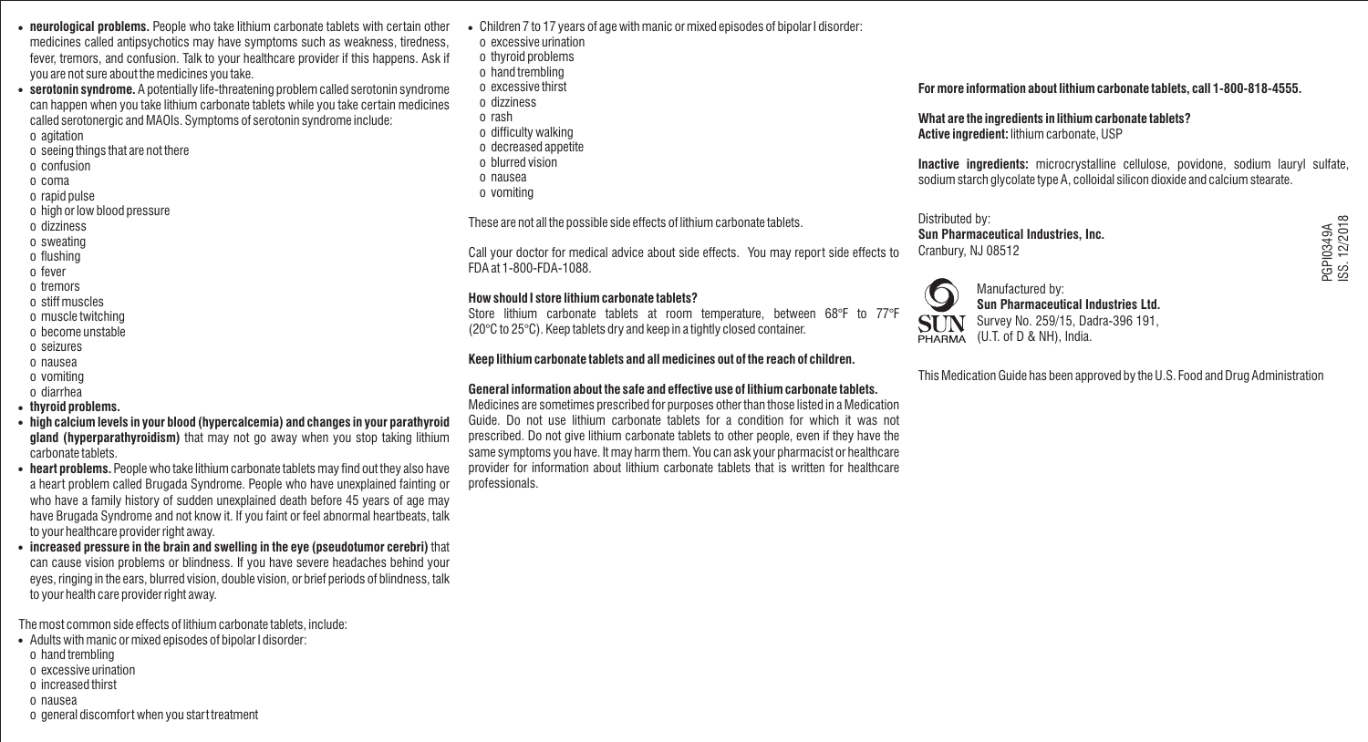- **neurological problems.** People who take lithium carbonate tablets with certain other medicines called antipsychotics may have symptoms such as weakness, tiredness, fever, tremors, and confusion. Talk to your healthcare provider if this happens. Ask if you are not sure about the medicines you take.
- **serotonin syndrome.** A potentially life-threatening problem called serotonin syndrome can happen when you take lithium carbonate tablets while you take certain medicines called serotonergic and MAOIs. Symptoms of serotonin syndrome include:
  - agitation
  - seeing things that are not there
  - confusion
  - coma
  - rapid pulse
  - high or low blood pressure
  - dizziness
  - sweating
  - flushing
  - fever
  - tremors
  - stiff muscles
  - muscle twitching
  - become unstable
  - seizures
  - nausea
  - vomiting
  - diarrhea
- **thyroid problems.**
- **high calcium levels in your blood (hypercalcemia) and changes in your parathyroid gland (hyperparathyroidism)** that may not go away when you stop taking lithium carbonate tablets.
- **heart problems.** People who take lithium carbonate tablets may find out they also have a heart problem called Brugada Syndrome. People who have unexplained fainting or who have a family history of sudden unexplained death before 45 years of age may have Brugada Syndrome and not know it. If you faint or feel abnormal heartbeats, talk to your healthcare provider right away.
- **increased pressure in the brain and swelling in the eye (pseudotumor cerebri)** that can cause vision problems or blindness. If you have severe headaches behind your eyes, ringing in the ears, blurred vision, double vision, or brief periods of blindness, talk to your health care provider right away.

The most common side effects of lithium carbonate tablets, include:

- Adults with manic or mixed episodes of bipolar I disorder:
  - hand trembling
  - excessive urination
  - increased thirst
  - nausea
  - general discomfort when you start treatment
- Children 7 to 17 years of age with manic or mixed episodes of bipolar I disorder:
  - excessive urination
  - thyroid problems
  - hand trembling
  - excessive thirst
  - dizziness
  - rash
  - difficulty walking
  - decreased appetite
  - blurred vision
  - nausea
  - vomiting

These are not all the possible side effects of lithium carbonate tablets.

Call your doctor for medical advice about side effects. You may report side effects to FDA at 1-800-FDA-1088.

**How should I store lithium carbonate tablets?**

Store lithium carbonate tablets at room temperature, between 68°F to 77°F (20°C to 25°C). Keep tablets dry and keep in a tightly closed container.

**Keep lithium carbonate tablets and all medicines out of the reach of children.**

**General information about the safe and effective use of lithium carbonate tablets.**

Medicines are sometimes prescribed for purposes other than those listed in a Medication Guide. Do not use lithium carbonate tablets for a condition for which it was not prescribed. Do not give lithium carbonate tablets to other people, even if they have the same symptoms you have. It may harm them. You can ask your pharmacist or healthcare provider for information about lithium carbonate tablets that is written for healthcare professionals.

**For more information about lithium carbonate tablets, call 1-800-818-4555.**

**What are the ingredients in lithium carbonate tablets?**

**Active ingredient:** lithium carbonate, USP

**Inactive ingredients:** microcrystalline cellulose, povidone, sodium lauryl sulfate, sodium starch glycolate type A, colloidal silicon dioxide and calcium stearate.

Distributed by:
**Sun Pharmaceutical Industries, Inc.**
Cranbury, NJ 08512

Manufactured by:
**Sun Pharmaceutical Industries Ltd.**
Survey No. 259/15, Dadra-396 191,
(U.T. of D & NH), India.

PGPI0349A
ISS. 12/2018

This Medication Guide has been approved by the U.S. Food and Drug Administration